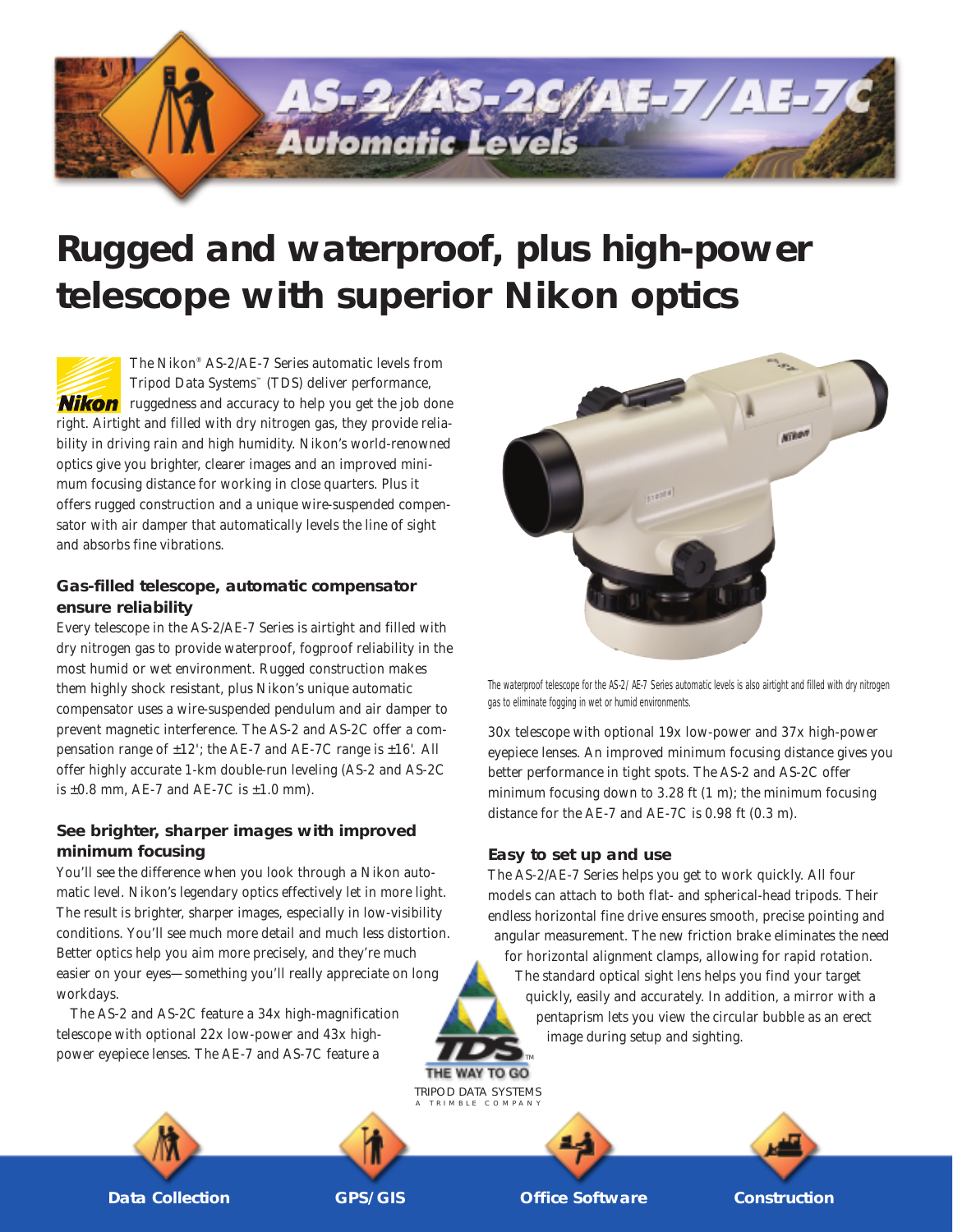# AS-2/AS-2C/AE-7/AE-7C Automatic Levels

# Rugged and waterproof, plus high-power telescope with superior Nikon optics

The Nikon® AS-2/AE-7 Series automatic levels from Tripod Data Systems™ (TDS) deliver performance, ruggedness and accuracy to help you get the job done right. Airtight and filled with dry nitrogen gas, they provide reliability in driving rain and high humidity. Nikon's world-renowned optics give you brighter, clearer images and an improved minimum focusing distance for working in close quarters. Plus it offers rugged construction and a unique wire-suspended compensator with air damper that automatically levels the line of sight and absorbs fine vibrations.

### Gas-filled telescope, automatic compensator ensure reliability

Every telescope in the AS-2/AE-7 Series is airtight and filled with dry nitrogen gas to provide waterproof, fogproof reliability in the most humid or wet environment. Rugged construction makes them highly shock resistant, plus Nikon's unique automatic compensator uses a wire-suspended pendulum and air damper to prevent magnetic interference. The AS-2 and AS-2C offer a compensation range of ±12'; the AE-7 and AE-7C range is ±16'. All offer highly accurate 1-km double-run leveling (AS-2 and AS-2C is ±0.8 mm, AE-7 and AE-7C is ±1.0 mm).

### See brighter, sharper images with improved minimum focusing

You'll see the difference when you look through a Nikon automatic level. Nikon's legendary optics effectively let in more light. The result is brighter, sharper images, especially in low-visibility conditions. You'll see much more detail and much less distortion. Better optics help you aim more precisely, and they're much easier on your eyes—something you'll really appreciate on long workdays.

The AS-2 and AS-2C feature a 34x high-magnification telescope with optional 22x low-power and 43x high-power eyepiece lenses. The AE-7 and AS-7C feature a 30x telescope with optional 19x low-power and 37x high-power eyepiece lenses. An improved minimum focusing distance gives you better performance in tight spots. The AS-2 and AS-2C offer minimum focusing down to 3.28 ft (1 m); the minimum focusing distance for the AE-7 and AE-7C is 0.98 ft (0.3 m).

The waterproof telescope for the AS-2/AE-7 Series automatic levels is also airtight and filled with dry nitrogen gas to eliminate fogging in wet or humid environments.

### Easy to set up and use

The AS-2/AE-7 Series helps you get to work quickly. All four models can attach to both flat- and spherical-head tripods. Their endless horizontal fine drive ensures smooth, precise pointing and angular measurement. The new friction brake eliminates the need for horizontal alignment clamps, allowing for rapid rotation. The standard optical sight lens helps you find your target quickly, easily and accurately. In addition, a mirror with a pentaprism lets you view the circular bubble as an erect image during setup and sighting.

TDS™ THE WAY TO GO
TRIPOD DATA SYSTEMS
A TRIMBLE COMPANY

Data Collection | GPS/GIS | Office Software | Construction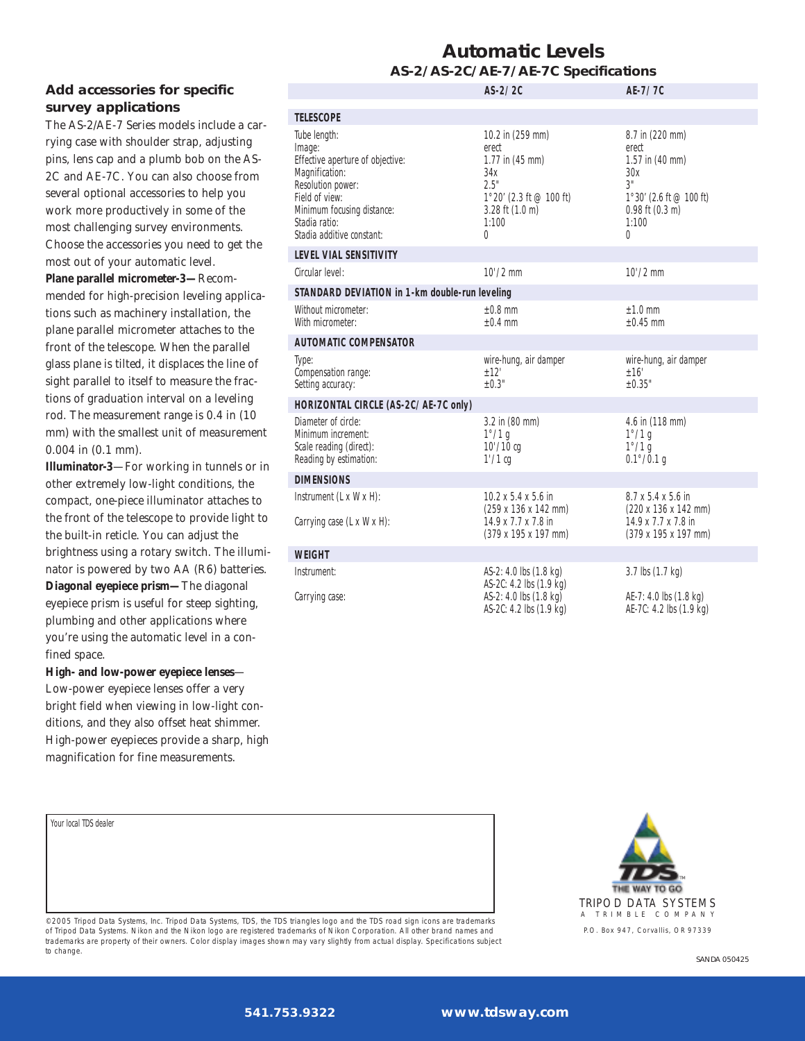## Add accessories for specific survey applications

The AS-2/AE-7 Series models include a carrying case with shoulder strap, adjusting pins, lens cap and a plumb bob on the AS-2C and AE-7C. You can also choose from several optional accessories to help you work more productively in some of the most challenging survey environments. Choose the accessories you need to get the most out of your automatic level.

**Plane parallel micrometer-3—** Recommended for high-precision leveling applications such as machinery installation, the plane parallel micrometer attaches to the front of the telescope. When the parallel glass plane is tilted, it displaces the line of sight parallel to itself to measure the fractions of graduation interval on a leveling rod. The measurement range is 0.4 in (10 mm) with the smallest unit of measurement 0.004 in (0.1 mm).

**Illuminator-3**—For working in tunnels or in other extremely low-light conditions, the compact, one-piece illuminator attaches to the front of the telescope to provide light to the built-in reticle. You can adjust the brightness using a rotary switch. The illuminator is powered by two AA (R6) batteries.

**Diagonal eyepiece prism—** The diagonal eyepiece prism is useful for steep sighting, plumbing and other applications where you're using the automatic level in a confined space.

**High- and low-power eyepiece lenses**—Low-power eyepiece lenses offer a very bright field when viewing in low-light conditions, and they also offset heat shimmer. High-power eyepieces provide a sharp, high magnification for fine measurements.

# Automatic Levels

## AS-2/AS-2C/AE-7/AE-7C Specifications

| | AS-2/2C | AE-7/7C |
|---|---|---|
| **TELESCOPE** | | |
| Tube length: | 10.2 in (259 mm) | 8.7 in (220 mm) |
| Image: | erect | erect |
| Effective aperture of objective: | 1.77 in (45 mm) | 1.57 in (40 mm) |
| Magnification: | 34x | 30x |
| Resolution power: | 2.5" | 3" |
| Field of view: | 1°20' (2.3 ft @ 100 ft) | 1°30' (2.6 ft @ 100 ft) |
| Minimum focusing distance: | 3.28 ft (1.0 m) | 0.98 ft (0.3 m) |
| Stadia ratio: | 1:100 | 1:100 |
| Stadia additive constant: | 0 | 0 |
| **LEVEL VIAL SENSITIVITY** | | |
| Circular level: | 10'/2 mm | 10'/2 mm |
| **STANDARD DEVIATION in 1-km double-run leveling** | | |
| Without micrometer: | ±0.8 mm | ±1.0 mm |
| With micrometer: | ±0.4 mm | ±0.45 mm |
| **AUTOMATIC COMPENSATOR** | | |
| Type: | wire-hung, air damper | wire-hung, air damper |
| Compensation range: | ±12' | ±16' |
| Setting accuracy: | ±0.3" | ±0.35" |
| **HORIZONTAL CIRCLE (AS-2C/AE-7C only)** | | |
| Diameter of circle: | 3.2 in (80 mm) | 4.6 in (118 mm) |
| Minimum increment: | 1°/1 g | 1°/1 g |
| Scale reading (direct): | 10'/10 cg | 1°/1 g |
| Reading by estimation: | 1'/1 cg | 0.1°/0.1 g |
| **DIMENSIONS** | | |
| Instrument (L x W x H): | 10.2 x 5.4 x 5.6 in (259 x 136 x 142 mm) | 8.7 x 5.4 x 5.6 in (220 x 136 x 142 mm) |
| Carrying case (L x W x H): | 14.9 x 7.7 x 7.8 in (379 x 195 x 197 mm) | 14.9 x 7.7 x 7.8 in (379 x 195 x 197 mm) |
| **WEIGHT** | | |
| Instrument: | AS-2: 4.0 lbs (1.8 kg) AS-2C: 4.2 lbs (1.9 kg) | 3.7 lbs (1.7 kg) |
| Carrying case: | AS-2: 4.0 lbs (1.8 kg) AS-2C: 4.2 lbs (1.9 kg) | AE-7: 4.0 lbs (1.8 kg) AE-7C: 4.2 lbs (1.9 kg) |

Your local TDS dealer

©2005 Tripod Data Systems, Inc. Tripod Data Systems, TDS, the TDS triangles logo and the TDS road sign icons are trademarks of Tripod Data Systems. Nikon and the Nikon logo are registered trademarks of Nikon Corporation. All other brand names and trademarks are property of their owners. Color display images shown may vary slightly from actual display. Specifications subject to change.

TDS THE WAY TO GO
TRIPOD DATA SYSTEMS
A TRIMBLE COMPANY
P.O. Box 947, Corvallis, OR 97339

SANDA 050425

541.753.9322 www.tdsway.com